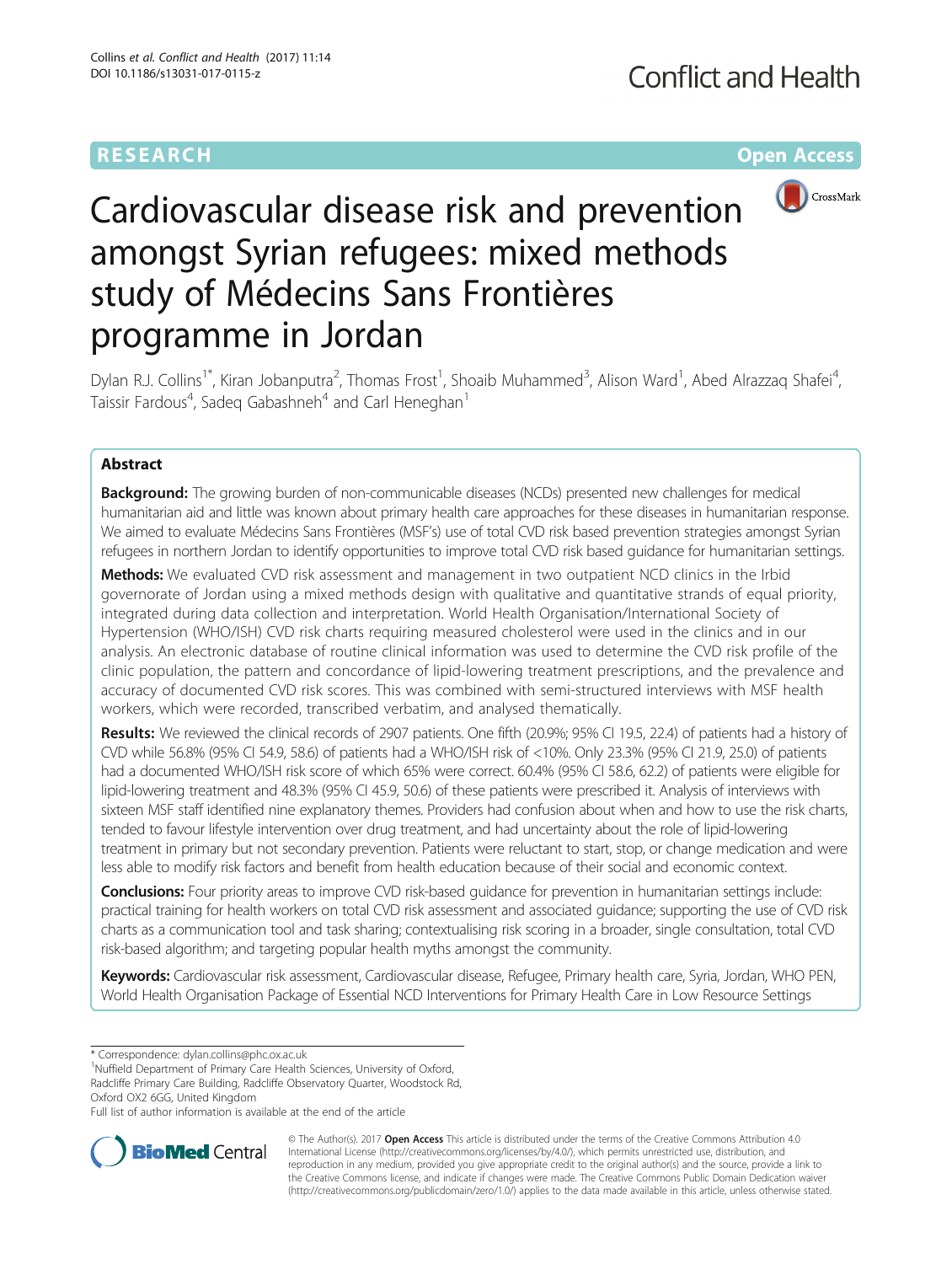RESEARCH

Open Access

# Cardiovascular disease risk and prevention amongst Syrian refugees: mixed methods study of Médecins Sans Frontières programme in Jordan

Dylan R.J. Collins[1*], Kiran Jobanputra[2], Thomas Frost[1], Shoaib Muhammed[3], Alison Ward[1], Abed Alrazzaq Shafei[4], Taissir Fardous[4], Sadeq Gabashneh[4] and Carl Heneghan[1]

## Abstract

**Background:** The growing burden of non-communicable diseases (NCDs) presented new challenges for medical humanitarian aid and little was known about primary health care approaches for these diseases in humanitarian response. We aimed to evaluate Médecins Sans Frontières (MSF's) use of total CVD risk based prevention strategies amongst Syrian refugees in northern Jordan to identify opportunities to improve total CVD risk based guidance for humanitarian settings.

**Methods:** We evaluated CVD risk assessment and management in two outpatient NCD clinics in the Irbid governorate of Jordan using a mixed methods design with qualitative and quantitative strands of equal priority, integrated during data collection and interpretation. World Health Organisation/International Society of Hypertension (WHO/ISH) CVD risk charts requiring measured cholesterol were used in the clinics and in our analysis. An electronic database of routine clinical information was used to determine the CVD risk profile of the clinic population, the pattern and concordance of lipid-lowering treatment prescriptions, and the prevalence and accuracy of documented CVD risk scores. This was combined with semi-structured interviews with MSF health workers, which were recorded, transcribed verbatim, and analysed thematically.

**Results:** We reviewed the clinical records of 2907 patients. One fifth (20.9%; 95% CI 19.5, 22.4) of patients had a history of CVD while 56.8% (95% CI 54.9, 58.6) of patients had a WHO/ISH risk of <10%. Only 23.3% (95% CI 21.9, 25.0) of patients had a documented WHO/ISH risk score of which 65% were correct. 60.4% (95% CI 58.6, 62.2) of patients were eligible for lipid-lowering treatment and 48.3% (95% CI 45.9, 50.6) of these patients were prescribed it. Analysis of interviews with sixteen MSF staff identified nine explanatory themes. Providers had confusion about when and how to use the risk charts, tended to favour lifestyle intervention over drug treatment, and had uncertainty about the role of lipid-lowering treatment in primary but not secondary prevention. Patients were reluctant to start, stop, or change medication and were less able to modify risk factors and benefit from health education because of their social and economic context.

**Conclusions:** Four priority areas to improve CVD risk-based guidance for prevention in humanitarian settings include: practical training for health workers on total CVD risk assessment and associated guidance; supporting the use of CVD risk charts as a communication tool and task sharing; contextualising risk scoring in a broader, single consultation, total CVD risk-based algorithm; and targeting popular health myths amongst the community.

**Keywords:** Cardiovascular risk assessment, Cardiovascular disease, Refugee, Primary health care, Syria, Jordan, WHO PEN, World Health Organisation Package of Essential NCD Interventions for Primary Health Care in Low Resource Settings

\* Correspondence: dylan.collins@phc.ox.ac.uk

[1]Nuffield Department of Primary Care Health Sciences, University of Oxford, Radcliffe Primary Care Building, Radcliffe Observatory Quarter, Woodstock Rd, Oxford OX2 6GG, United Kingdom

Full list of author information is available at the end of the article

© The Author(s). 2017 **Open Access** This article is distributed under the terms of the Creative Commons Attribution 4.0 International License (http://creativecommons.org/licenses/by/4.0/), which permits unrestricted use, distribution, and reproduction in any medium, provided you give appropriate credit to the original author(s) and the source, provide a link to the Creative Commons license, and indicate if changes were made. The Creative Commons Public Domain Dedication waiver (http://creativecommons.org/publicdomain/zero/1.0/) applies to the data made available in this article, unless otherwise stated.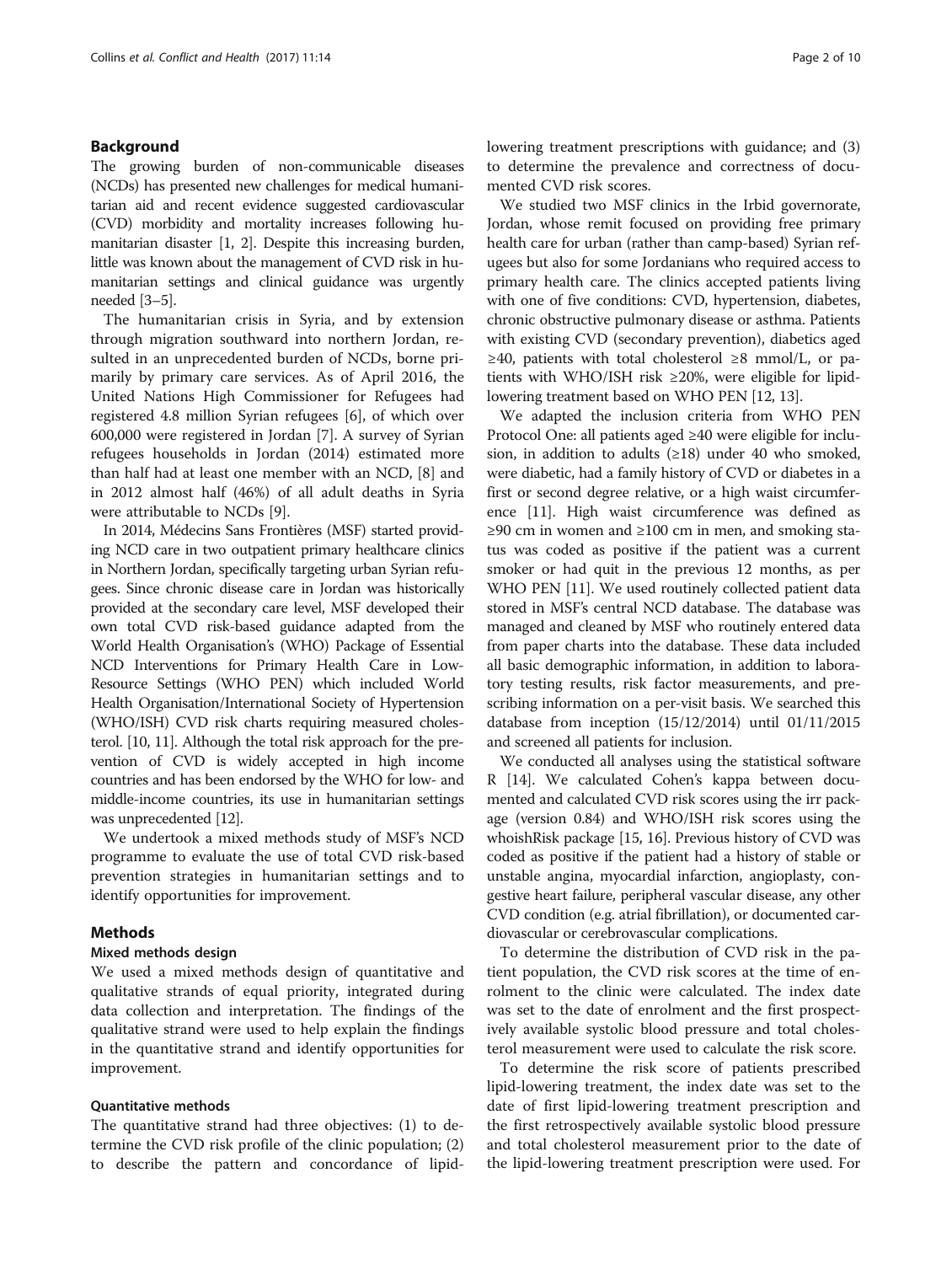## Background

The growing burden of non-communicable diseases (NCDs) has presented new challenges for medical humanitarian aid and recent evidence suggested cardiovascular (CVD) morbidity and mortality increases following humanitarian disaster [1, 2]. Despite this increasing burden, little was known about the management of CVD risk in humanitarian settings and clinical guidance was urgently needed [3–5].

The humanitarian crisis in Syria, and by extension through migration southward into northern Jordan, resulted in an unprecedented burden of NCDs, borne primarily by primary care services. As of April 2016, the United Nations High Commissioner for Refugees had registered 4.8 million Syrian refugees [6], of which over 600,000 were registered in Jordan [7]. A survey of Syrian refugees households in Jordan (2014) estimated more than half had at least one member with an NCD, [8] and in 2012 almost half (46%) of all adult deaths in Syria were attributable to NCDs [9].

In 2014, Médecins Sans Frontières (MSF) started providing NCD care in two outpatient primary healthcare clinics in Northern Jordan, specifically targeting urban Syrian refugees. Since chronic disease care in Jordan was historically provided at the secondary care level, MSF developed their own total CVD risk-based guidance adapted from the World Health Organisation's (WHO) Package of Essential NCD Interventions for Primary Health Care in Low-Resource Settings (WHO PEN) which included World Health Organisation/International Society of Hypertension (WHO/ISH) CVD risk charts requiring measured cholesterol. [10, 11]. Although the total risk approach for the prevention of CVD is widely accepted in high income countries and has been endorsed by the WHO for low- and middle-income countries, its use in humanitarian settings was unprecedented [12].

We undertook a mixed methods study of MSF's NCD programme to evaluate the use of total CVD risk-based prevention strategies in humanitarian settings and to identify opportunities for improvement.

## Methods

### Mixed methods design

We used a mixed methods design of quantitative and qualitative strands of equal priority, integrated during data collection and interpretation. The findings of the qualitative strand were used to help explain the findings in the quantitative strand and identify opportunities for improvement.

### Quantitative methods

The quantitative strand had three objectives: (1) to determine the CVD risk profile of the clinic population; (2) to describe the pattern and concordance of lipid-lowering treatment prescriptions with guidance; and (3) to determine the prevalence and correctness of documented CVD risk scores.

We studied two MSF clinics in the Irbid governorate, Jordan, whose remit focused on providing free primary health care for urban (rather than camp-based) Syrian refugees but also for some Jordanians who required access to primary health care. The clinics accepted patients living with one of five conditions: CVD, hypertension, diabetes, chronic obstructive pulmonary disease or asthma. Patients with existing CVD (secondary prevention), diabetics aged ≥40, patients with total cholesterol ≥8 mmol/L, or patients with WHO/ISH risk ≥20%, were eligible for lipid-lowering treatment based on WHO PEN [12, 13].

We adapted the inclusion criteria from WHO PEN Protocol One: all patients aged ≥40 were eligible for inclusion, in addition to adults (≥18) under 40 who smoked, were diabetic, had a family history of CVD or diabetes in a first or second degree relative, or a high waist circumference [11]. High waist circumference was defined as ≥90 cm in women and ≥100 cm in men, and smoking status was coded as positive if the patient was a current smoker or had quit in the previous 12 months, as per WHO PEN [11]. We used routinely collected patient data stored in MSF's central NCD database. The database was managed and cleaned by MSF who routinely entered data from paper charts into the database. These data included all basic demographic information, in addition to laboratory testing results, risk factor measurements, and prescribing information on a per-visit basis. We searched this database from inception (15/12/2014) until 01/11/2015 and screened all patients for inclusion.

We conducted all analyses using the statistical software R [14]. We calculated Cohen's kappa between documented and calculated CVD risk scores using the irr package (version 0.84) and WHO/ISH risk scores using the whoishRisk package [15, 16]. Previous history of CVD was coded as positive if the patient had a history of stable or unstable angina, myocardial infarction, angioplasty, congestive heart failure, peripheral vascular disease, any other CVD condition (e.g. atrial fibrillation), or documented cardiovascular or cerebrovascular complications.

To determine the distribution of CVD risk in the patient population, the CVD risk scores at the time of enrolment to the clinic were calculated. The index date was set to the date of enrolment and the first prospectively available systolic blood pressure and total cholesterol measurement were used to calculate the risk score.

To determine the risk score of patients prescribed lipid-lowering treatment, the index date was set to the date of first lipid-lowering treatment prescription and the first retrospectively available systolic blood pressure and total cholesterol measurement prior to the date of the lipid-lowering treatment prescription were used. For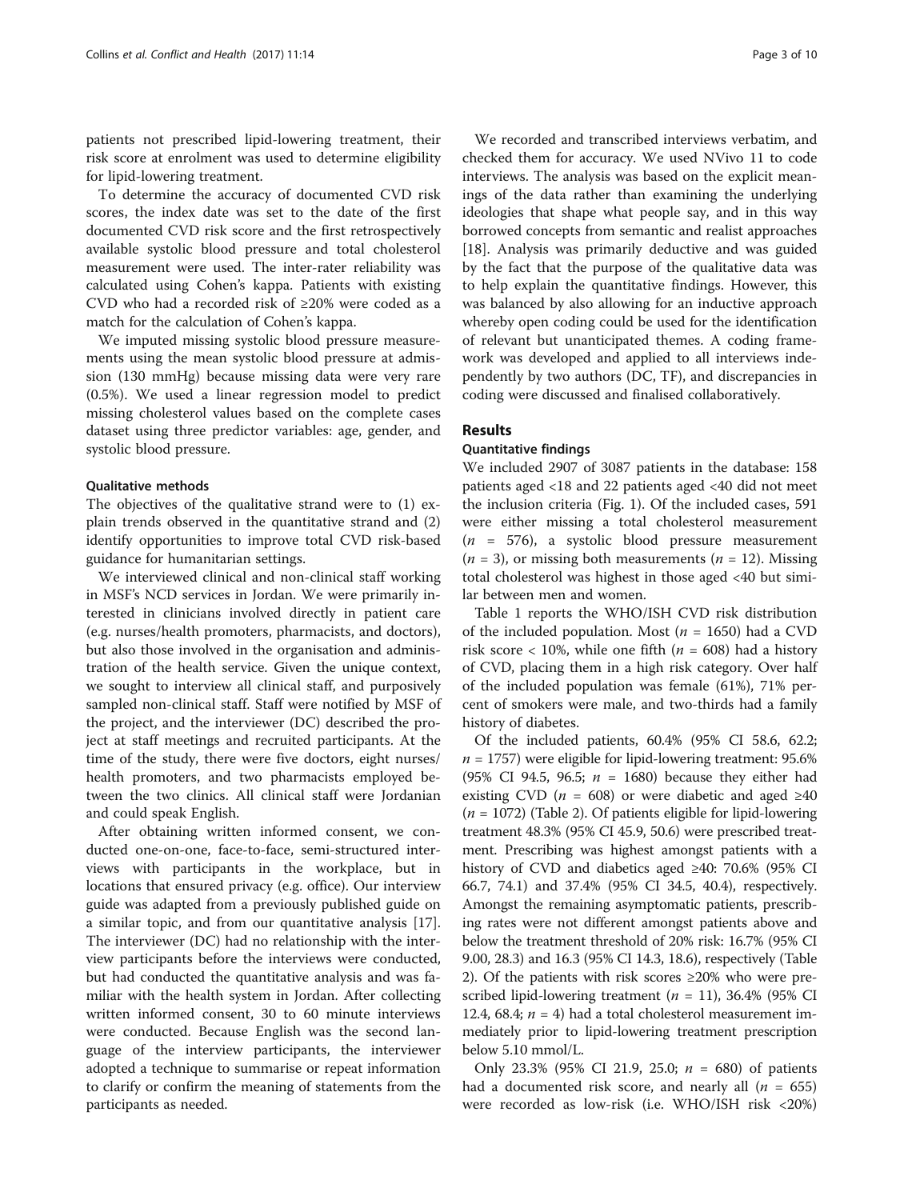patients not prescribed lipid-lowering treatment, their risk score at enrolment was used to determine eligibility for lipid-lowering treatment.

To determine the accuracy of documented CVD risk scores, the index date was set to the date of the first documented CVD risk score and the first retrospectively available systolic blood pressure and total cholesterol measurement were used. The inter-rater reliability was calculated using Cohen's kappa. Patients with existing CVD who had a recorded risk of ≥20% were coded as a match for the calculation of Cohen's kappa.

We imputed missing systolic blood pressure measurements using the mean systolic blood pressure at admission (130 mmHg) because missing data were very rare (0.5%). We used a linear regression model to predict missing cholesterol values based on the complete cases dataset using three predictor variables: age, gender, and systolic blood pressure.

### Qualitative methods

The objectives of the qualitative strand were to (1) explain trends observed in the quantitative strand and (2) identify opportunities to improve total CVD risk-based guidance for humanitarian settings.

We interviewed clinical and non-clinical staff working in MSF's NCD services in Jordan. We were primarily interested in clinicians involved directly in patient care (e.g. nurses/health promoters, pharmacists, and doctors), but also those involved in the organisation and administration of the health service. Given the unique context, we sought to interview all clinical staff, and purposively sampled non-clinical staff. Staff were notified by MSF of the project, and the interviewer (DC) described the project at staff meetings and recruited participants. At the time of the study, there were five doctors, eight nurses/health promoters, and two pharmacists employed between the two clinics. All clinical staff were Jordanian and could speak English.

After obtaining written informed consent, we conducted one-on-one, face-to-face, semi-structured interviews with participants in the workplace, but in locations that ensured privacy (e.g. office). Our interview guide was adapted from a previously published guide on a similar topic, and from our quantitative analysis [17]. The interviewer (DC) had no relationship with the interview participants before the interviews were conducted, but had conducted the quantitative analysis and was familiar with the health system in Jordan. After collecting written informed consent, 30 to 60 minute interviews were conducted. Because English was the second language of the interview participants, the interviewer adopted a technique to summarise or repeat information to clarify or confirm the meaning of statements from the participants as needed.

We recorded and transcribed interviews verbatim, and checked them for accuracy. We used NVivo 11 to code interviews. The analysis was based on the explicit meanings of the data rather than examining the underlying ideologies that shape what people say, and in this way borrowed concepts from semantic and realist approaches [18]. Analysis was primarily deductive and was guided by the fact that the purpose of the qualitative data was to help explain the quantitative findings. However, this was balanced by also allowing for an inductive approach whereby open coding could be used for the identification of relevant but unanticipated themes. A coding framework was developed and applied to all interviews independently by two authors (DC, TF), and discrepancies in coding were discussed and finalised collaboratively.

## Results

### Quantitative findings

We included 2907 of 3087 patients in the database: 158 patients aged <18 and 22 patients aged <40 did not meet the inclusion criteria (Fig. 1). Of the included cases, 591 were either missing a total cholesterol measurement ($n$ = 576), a systolic blood pressure measurement ($n$ = 3), or missing both measurements ($n$ = 12). Missing total cholesterol was highest in those aged <40 but similar between men and women.

Table 1 reports the WHO/ISH CVD risk distribution of the included population. Most ($n$ = 1650) had a CVD risk score < 10%, while one fifth ($n$ = 608) had a history of CVD, placing them in a high risk category. Over half of the included population was female (61%), 71% percent of smokers were male, and two-thirds had a family history of diabetes.

Of the included patients, 60.4% (95% CI 58.6, 62.2; $n$ = 1757) were eligible for lipid-lowering treatment: 95.6% (95% CI 94.5, 96.5; $n$ = 1680) because they either had existing CVD ($n$ = 608) or were diabetic and aged ≥40 ($n$ = 1072) (Table 2). Of patients eligible for lipid-lowering treatment 48.3% (95% CI 45.9, 50.6) were prescribed treatment. Prescribing was highest amongst patients with a history of CVD and diabetics aged ≥40: 70.6% (95% CI 66.7, 74.1) and 37.4% (95% CI 34.5, 40.4), respectively. Amongst the remaining asymptomatic patients, prescribing rates were not different amongst patients above and below the treatment threshold of 20% risk: 16.7% (95% CI 9.00, 28.3) and 16.3 (95% CI 14.3, 18.6), respectively (Table 2). Of the patients with risk scores ≥20% who were prescribed lipid-lowering treatment ($n$ = 11), 36.4% (95% CI 12.4, 68.4; $n$ = 4) had a total cholesterol measurement immediately prior to lipid-lowering treatment prescription below 5.10 mmol/L.

Only 23.3% (95% CI 21.9, 25.0; $n$ = 680) of patients had a documented risk score, and nearly all ($n$ = 655) were recorded as low-risk (i.e. WHO/ISH risk <20%)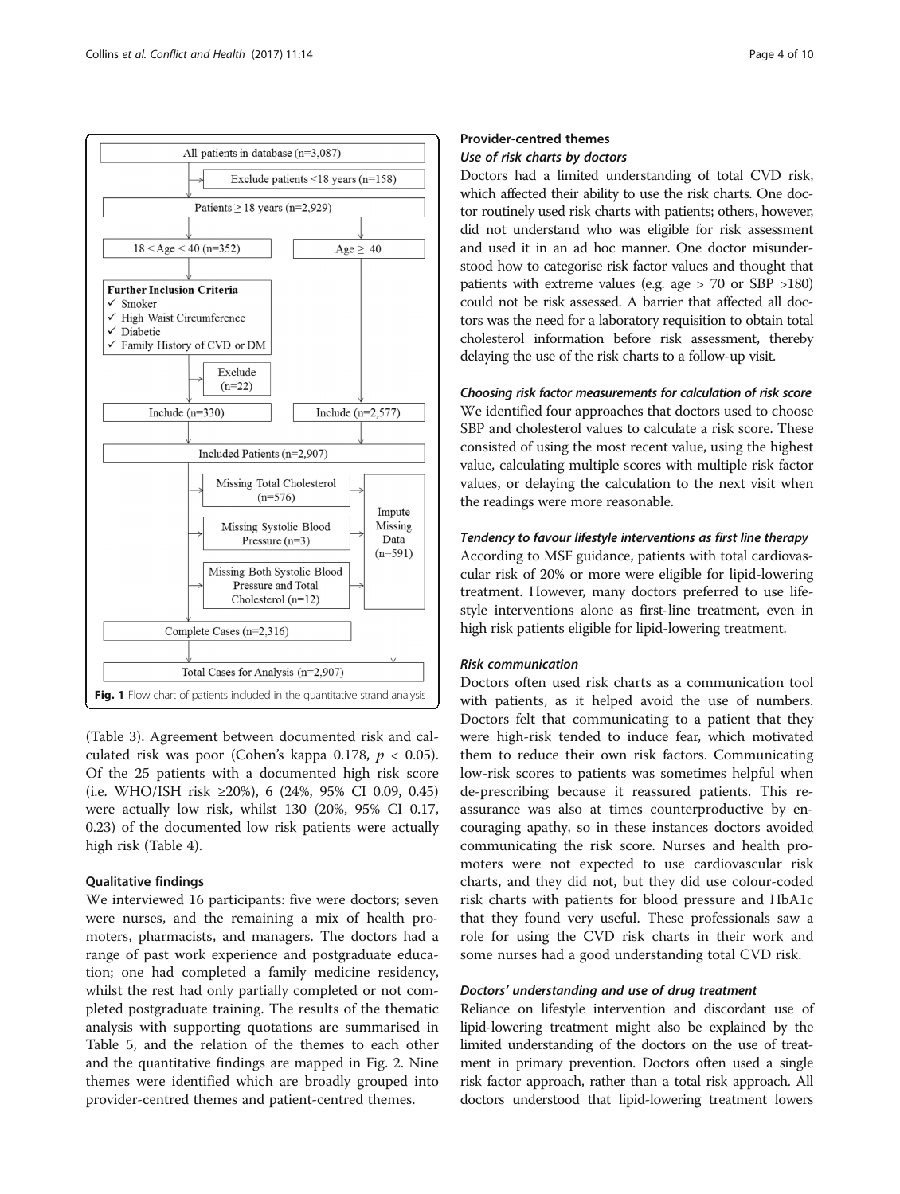All patients in database (n=3,087)

Exclude patients <18 years (n=158)

Patients ≥ 18 years (n=2,929)

18 < Age < 40 (n=352)

Age ≥ 40

**Further Inclusion Criteria**
✓ Smoker
✓ High Waist Circumference
✓ Diabetic
✓ Family History of CVD or DM

Exclude (n=22)

Include (n=330)

Include (n=2,577)

Included Patients (n=2,907)

Missing Total Cholesterol (n=576)

Missing Systolic Blood Pressure (n=3)

Missing Both Systolic Blood Pressure and Total Cholesterol (n=12)

Impute Missing Data (n=591)

Complete Cases (n=2,316)

Total Cases for Analysis (n=2,907)

**Fig. 1** Flow chart of patients included in the quantitative strand analysis

(Table 3). Agreement between documented risk and calculated risk was poor (Cohen's kappa 0.178, $p < 0.05$). Of the 25 patients with a documented high risk score (i.e. WHO/ISH risk ≥20%), 6 (24%, 95% CI 0.09, 0.45) were actually low risk, whilst 130 (20%, 95% CI 0.17, 0.23) of the documented low risk patients were actually high risk (Table 4).

## Qualitative findings

We interviewed 16 participants: five were doctors; seven were nurses, and the remaining a mix of health promoters, pharmacists, and managers. The doctors had a range of past work experience and postgraduate education; one had completed a family medicine residency, whilst the rest had only partially completed or not completed postgraduate training. The results of the thematic analysis with supporting quotations are summarised in Table 5, and the relation of the themes to each other and the quantitative findings are mapped in Fig. 2. Nine themes were identified which are broadly grouped into provider-centred themes and patient-centred themes.

## Provider-centred themes

### *Use of risk charts by doctors*

Doctors had a limited understanding of total CVD risk, which affected their ability to use the risk charts. One doctor routinely used risk charts with patients; others, however, did not understand who was eligible for risk assessment and used it in an ad hoc manner. One doctor misunderstood how to categorise risk factor values and thought that patients with extreme values (e.g. age > 70 or SBP >180) could not be risk assessed. A barrier that affected all doctors was the need for a laboratory requisition to obtain total cholesterol information before risk assessment, thereby delaying the use of the risk charts to a follow-up visit.

### *Choosing risk factor measurements for calculation of risk score*

We identified four approaches that doctors used to choose SBP and cholesterol values to calculate a risk score. These consisted of using the most recent value, using the highest value, calculating multiple scores with multiple risk factor values, or delaying the calculation to the next visit when the readings were more reasonable.

### *Tendency to favour lifestyle interventions as first line therapy*

According to MSF guidance, patients with total cardiovascular risk of 20% or more were eligible for lipid-lowering treatment. However, many doctors preferred to use lifestyle interventions alone as first-line treatment, even in high risk patients eligible for lipid-lowering treatment.

### *Risk communication*

Doctors often used risk charts as a communication tool with patients, as it helped avoid the use of numbers. Doctors felt that communicating to a patient that they were high-risk tended to induce fear, which motivated them to reduce their own risk factors. Communicating low-risk scores to patients was sometimes helpful when de-prescribing because it reassured patients. This reassurance was also at times counterproductive by encouraging apathy, so in these instances doctors avoided communicating the risk score. Nurses and health promoters were not expected to use cardiovascular risk charts, and they did not, but they did use colour-coded risk charts with patients for blood pressure and HbA1c that they found very useful. These professionals saw a role for using the CVD risk charts in their work and some nurses had a good understanding total CVD risk.

### *Doctors' understanding and use of drug treatment*

Reliance on lifestyle intervention and discordant use of lipid-lowering treatment might also be explained by the limited understanding of the doctors on the use of treatment in primary prevention. Doctors often used a single risk factor approach, rather than a total risk approach. All doctors understood that lipid-lowering treatment lowers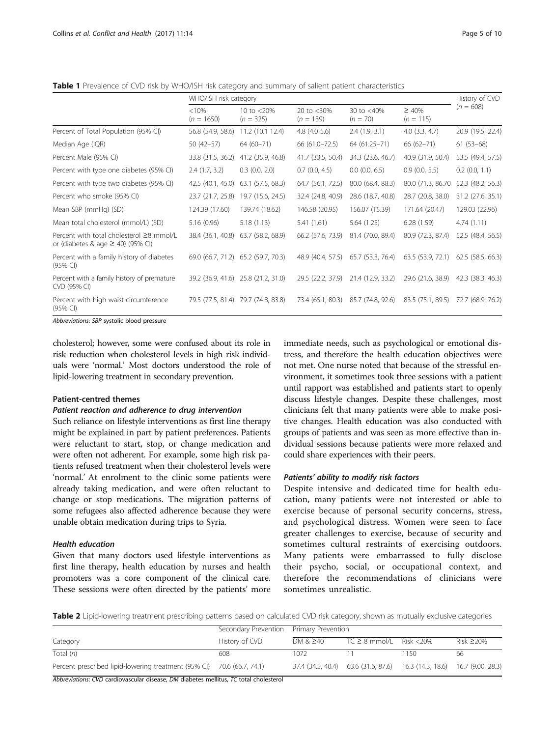**Table 1** Prevalence of CVD risk by WHO/ISH risk category and summary of salient patient characteristics

| | WHO/ISH risk category | | | | | History of CVD ($n$ = 608) |
|---|---|---|---|---|---|---|
| | <10% ($n$ = 1650) | 10 to <20% ($n$ = 325) | 20 to <30% ($n$ = 139) | 30 to <40% ($n$ = 70) | ≥ 40% ($n$ = 115) | |
| Percent of Total Population (95% CI) | 56.8 (54.9, 58.6) | 11.2 (10.1 12.4) | 4.8 (4.0 5.6) | 2.4 (1.9, 3.1) | 4.0 (3.3, 4.7) | 20.9 (19.5, 22.4) |
| Median Age (IQR) | 50 (42–57) | 64 (60–71) | 66 (61.0–72.5) | 64 (61.25–71) | 66 (62–71) | 61 (53–68) |
| Percent Male (95% CI) | 33.8 (31.5, 36.2) | 41.2 (35.9, 46.8) | 41.7 (33.5, 50.4) | 34.3 (23.6, 46.7) | 40.9 (31.9, 50.4) | 53.5 (49.4, 57.5) |
| Percent with type one diabetes (95% CI) | 2.4 (1.7, 3.2) | 0.3 (0.0, 2.0) | 0.7 (0.0, 4.5) | 0.0 (0.0, 6.5) | 0.9 (0.0, 5.5) | 0.2 (0.0, 1.1) |
| Percent with type two diabetes (95% CI) | 42.5 (40.1, 45.0) | 63.1 (57.5, 68.3) | 64.7 (56.1, 72.5) | 80.0 (68.4, 88.3) | 80.0 (71.3, 86.70 | 52.3 (48.2, 56.3) |
| Percent who smoke (95% CI) | 23.7 (21.7, 25.8) | 19.7 (15.6, 24.5) | 32.4 (24.8, 40.9) | 28.6 (18.7, 40.8) | 28.7 (20.8, 38.0) | 31.2 (27.6, 35.1) |
| Mean SBP (mmHg) (SD) | 124.39 (17.60) | 139.74 (18.62) | 146.58 (20.95) | 156.07 (15.39) | 171.64 (20.47) | 129.03 (22.96) |
| Mean total cholesterol (mmol/L) (SD) | 5.16 (0.96) | 5.18 (1.13) | 5.41 (1.61) | 5.64 (1.25) | 6.28 (1.59) | 4.74 (1.11) |
| Percent with total cholesterol ≥8 mmol/L or (diabetes & age ≥ 40) (95% CI) | 38.4 (36.1, 40.8) | 63.7 (58.2, 68.9) | 66.2 (57.6, 73.9) | 81.4 (70.0, 89.4) | 80.9 (72.3, 87.4) | 52.5 (48.4, 56.5) |
| Percent with a family history of diabetes (95% CI) | 69.0 (66.7, 71.2) | 65.2 (59.7, 70.3) | 48.9 (40.4, 57.5) | 65.7 (53.3, 76.4) | 63.5 (53.9, 72.1) | 62.5 (58.5, 66.3) |
| Percent with a family history of premature CVD (95% CI) | 39.2 (36.9, 41.6) | 25.8 (21.2, 31.0) | 29.5 (22.2, 37.9) | 21.4 (12.9, 33.2) | 29.6 (21.6, 38.9) | 42.3 (38.3, 46.3) |
| Percent with high waist circumference (95% CI) | 79.5 (77.5, 81.4) | 79.7 (74.8, 83.8) | 73.4 (65.1, 80.3) | 85.7 (74.8, 92.6) | 83.5 (75.1, 89.5) | 72.7 (68.9, 76.2) |

*Abbreviations*: *SBP* systolic blood pressure

cholesterol; however, some were confused about its role in risk reduction when cholesterol levels in high risk individuals were 'normal.' Most doctors understood the role of lipid-lowering treatment in secondary prevention.

### Patient-centred themes

#### *Patient reaction and adherence to drug intervention*

Such reliance on lifestyle interventions as first line therapy might be explained in part by patient preferences. Patients were reluctant to start, stop, or change medication and were often not adherent. For example, some high risk patients refused treatment when their cholesterol levels were 'normal.' At enrolment to the clinic some patients were already taking medication, and were often reluctant to change or stop medications. The migration patterns of some refugees also affected adherence because they were unable obtain medication during trips to Syria.

#### *Health education*

Given that many doctors used lifestyle interventions as first line therapy, health education by nurses and health promoters was a core component of the clinical care. These sessions were often directed by the patients' more immediate needs, such as psychological or emotional distress, and therefore the health education objectives were not met. One nurse noted that because of the stressful environment, it sometimes took three sessions with a patient until rapport was established and patients start to openly discuss lifestyle changes. Despite these challenges, most clinicians felt that many patients were able to make positive changes. Health education was also conducted with groups of patients and was seen as more effective than individual sessions because patients were more relaxed and could share experiences with their peers.

#### *Patients' ability to modify risk factors*

Despite intensive and dedicated time for health education, many patients were not interested or able to exercise because of personal security concerns, stress, and psychological distress. Women were seen to face greater challenges to exercise, because of security and sometimes cultural restraints of exercising outdoors. Many patients were embarrassed to fully disclose their psycho, social, or occupational context, and therefore the recommendations of clinicians were sometimes unrealistic.

**Table 2** Lipid-lowering treatment prescribing patterns based on calculated CVD risk category, shown as mutually exclusive categories

| | Secondary Prevention | Primary Prevention | | | |
|---|---|---|---|---|---|
| Category | History of CVD | DM & ≥40 | TC ≥ 8 mmol/L | Risk <20% | Risk ≥20% |
| Total ($n$) | 608 | 1072 | 11 | 1150 | 66 |
| Percent prescribed lipid-lowering treatment (95% CI) | 70.6 (66.7, 74.1) | 37.4 (34.5, 40.4) | 63.6 (31.6, 87.6) | 16.3 (14.3, 18.6) | 16.7 (9.00, 28.3) |

*Abbreviations*: *CVD* cardiovascular disease, *DM* diabetes mellitus, *TC* total cholesterol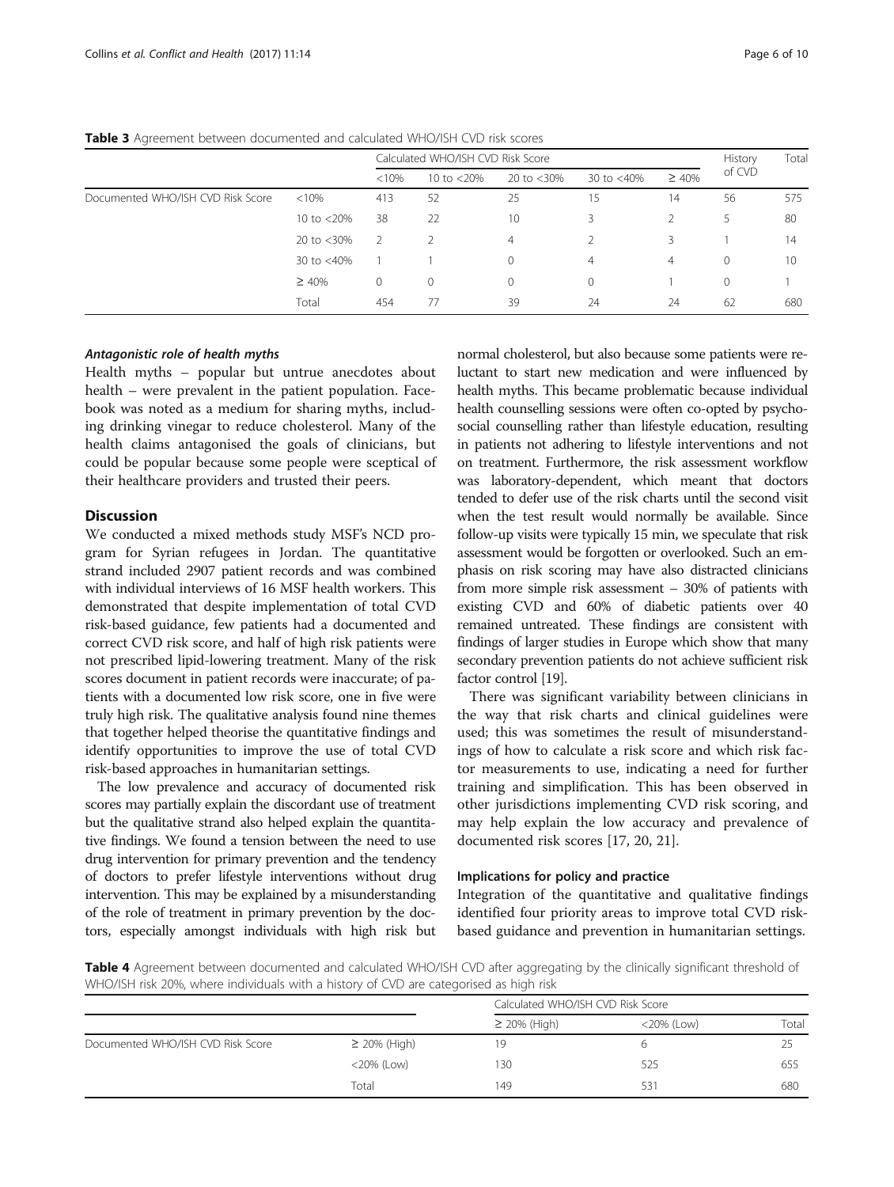**Table 3** Agreement between documented and calculated WHO/ISH CVD risk scores

| | | Calculated WHO/ISH CVD Risk Score | | | | | History of CVD | Total |
|---|---|---|---|---|---|---|---|---|
| | | <10% | 10 to <20% | 20 to <30% | 30 to <40% | ≥ 40% | | |
| Documented WHO/ISH CVD Risk Score | <10% | 413 | 52 | 25 | 15 | 14 | 56 | 575 |
| | 10 to <20% | 38 | 22 | 10 | 3 | 2 | 5 | 80 |
| | 20 to <30% | 2 | 2 | 4 | 2 | 3 | 1 | 14 |
| | 30 to <40% | 1 | 1 | 0 | 4 | 4 | 0 | 10 |
| | ≥ 40% | 0 | 0 | 0 | 0 | 1 | 0 | 1 |
| | Total | 454 | 77 | 39 | 24 | 24 | 62 | 680 |

#### *Antagonistic role of health myths*

Health myths – popular but untrue anecdotes about health – were prevalent in the patient population. Facebook was noted as a medium for sharing myths, including drinking vinegar to reduce cholesterol. Many of the health claims antagonised the goals of clinicians, but could be popular because some people were sceptical of their healthcare providers and trusted their peers.

## Discussion

We conducted a mixed methods study MSF's NCD program for Syrian refugees in Jordan. The quantitative strand included 2907 patient records and was combined with individual interviews of 16 MSF health workers. This demonstrated that despite implementation of total CVD risk-based guidance, few patients had a documented and correct CVD risk score, and half of high risk patients were not prescribed lipid-lowering treatment. Many of the risk scores document in patient records were inaccurate; of patients with a documented low risk score, one in five were truly high risk. The qualitative analysis found nine themes that together helped theorise the quantitative findings and identify opportunities to improve the use of total CVD risk-based approaches in humanitarian settings.

The low prevalence and accuracy of documented risk scores may partially explain the discordant use of treatment but the qualitative strand also helped explain the quantitative findings. We found a tension between the need to use drug intervention for primary prevention and the tendency of doctors to prefer lifestyle interventions without drug intervention. This may be explained by a misunderstanding of the role of treatment in primary prevention by the doctors, especially amongst individuals with high risk but normal cholesterol, but also because some patients were reluctant to start new medication and were influenced by health myths. This became problematic because individual health counselling sessions were often co-opted by psychosocial counselling rather than lifestyle education, resulting in patients not adhering to lifestyle interventions and not on treatment. Furthermore, the risk assessment workflow was laboratory-dependent, which meant that doctors tended to defer use of the risk charts until the second visit when the test result would normally be available. Since follow-up visits were typically 15 min, we speculate that risk assessment would be forgotten or overlooked. Such an emphasis on risk scoring may have also distracted clinicians from more simple risk assessment – 30% of patients with existing CVD and 60% of diabetic patients over 40 remained untreated. These findings are consistent with findings of larger studies in Europe which show that many secondary prevention patients do not achieve sufficient risk factor control [19].

There was significant variability between clinicians in the way that risk charts and clinical guidelines were used; this was sometimes the result of misunderstandings of how to calculate a risk score and which risk factor measurements to use, indicating a need for further training and simplification. This has been observed in other jurisdictions implementing CVD risk scoring, and may help explain the low accuracy and prevalence of documented risk scores [17, 20, 21].

### Implications for policy and practice

Integration of the quantitative and qualitative findings identified four priority areas to improve total CVD risk-based guidance and prevention in humanitarian settings.

**Table 4** Agreement between documented and calculated WHO/ISH CVD after aggregating by the clinically significant threshold of WHO/ISH risk 20%, where individuals with a history of CVD are categorised as high risk

| | | Calculated WHO/ISH CVD Risk Score | | |
|---|---|---|---|---|
| | | ≥ 20% (High) | <20% (Low) | Total |
| Documented WHO/ISH CVD Risk Score | ≥ 20% (High) | 19 | 6 | 25 |
| | <20% (Low) | 130 | 525 | 655 |
| | Total | 149 | 531 | 680 |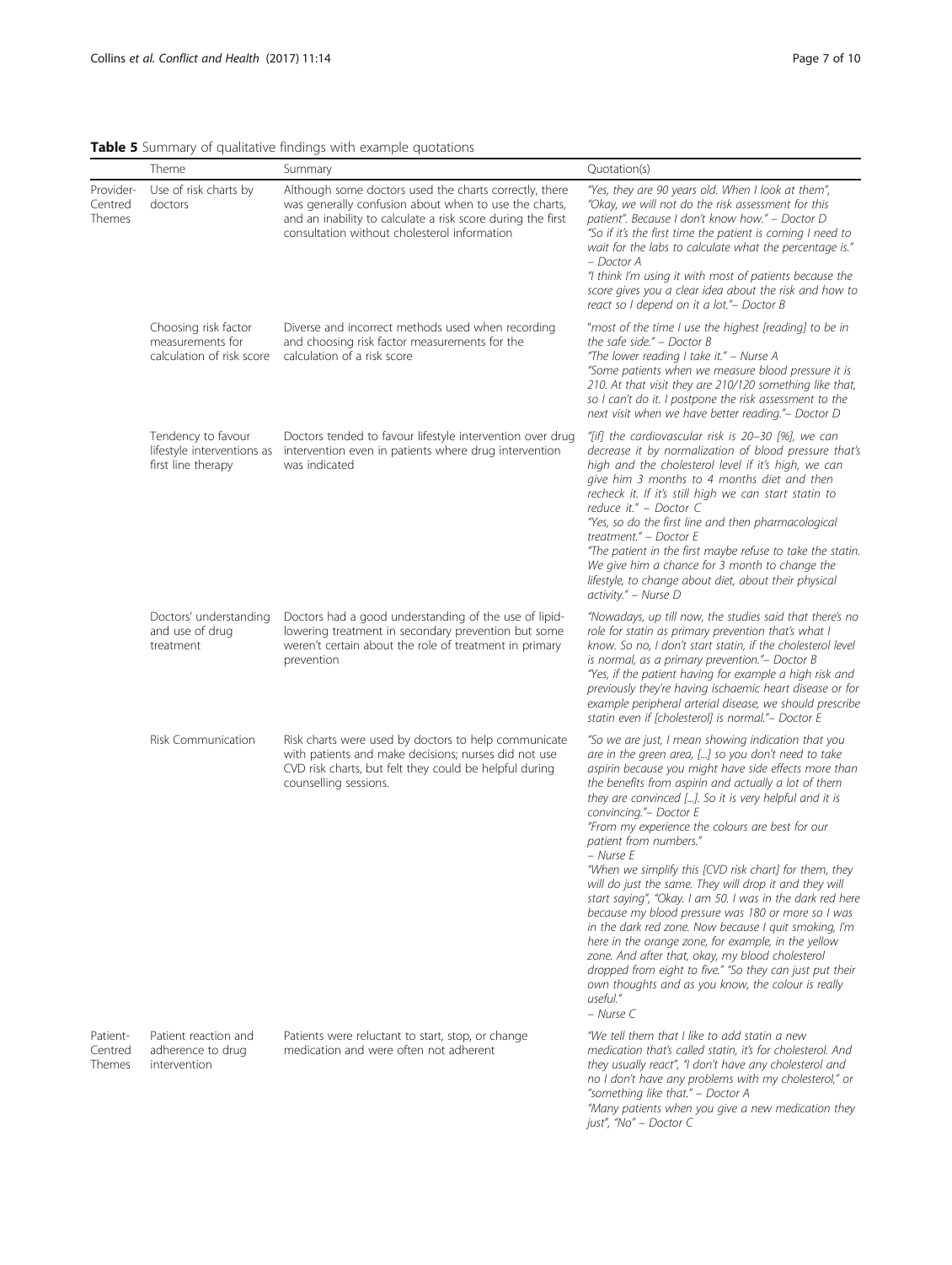**Table 5** Summary of qualitative findings with example quotations

| | Theme | Summary | Quotation(s) |
|---|---|---|---|
| Provider-Centred Themes | Use of risk charts by doctors | Although some doctors used the charts correctly, there was generally confusion about when to use the charts, and an inability to calculate a risk score during the first consultation without cholesterol information | *"Yes, they are 90 years old. When I look at them", "Okay, we will not do the risk assessment for this patient". Because I don't know how." – Doctor D* <br> *"So if it's the first time the patient is coming I need to wait for the labs to calculate what the percentage is." – Doctor A* <br> *"I think I'm using it with most of patients because the score gives you a clear idea about the risk and how to react so I depend on it a lot."– Doctor B* |
| | Choosing risk factor measurements for calculation of risk score | Diverse and incorrect methods used when recording and choosing risk factor measurements for the calculation of a risk score | *"most of the time I use the highest [reading] to be in the safe side." – Doctor B* <br> *"The lower reading I take it." – Nurse A* <br> *"Some patients when we measure blood pressure it is 210. At that visit they are 210/120 something like that, so I can't do it. I postpone the risk assessment to the next visit when we have better reading."– Doctor D* |
| | Tendency to favour lifestyle interventions as first line therapy | Doctors tended to favour lifestyle intervention over drug intervention even in patients where drug intervention was indicated | *"[if] the cardiovascular risk is 20–30 [%], we can decrease it by normalization of blood pressure that's high and the cholesterol level if it's high, we can give him 3 months to 4 months diet and then recheck it. If it's still high we can start statin to reduce it." – Doctor C* <br> *"Yes, so do the first line and then pharmacological treatment." – Doctor E* <br> *"The patient in the first maybe refuse to take the statin. We give him a chance for 3 month to change the lifestyle, to change about diet, about their physical activity." – Nurse D* |
| | Doctors' understanding and use of drug treatment | Doctors had a good understanding of the use of lipid-lowering treatment in secondary prevention but some weren't certain about the role of treatment in primary prevention | *"Nowadays, up till now, the studies said that there's no role for statin as primary prevention that's what I know. So no, I don't start statin, if the cholesterol level is normal, as a primary prevention."– Doctor B* <br> *"Yes, if the patient having for example a high risk and previously they're having ischaemic heart disease or for example peripheral arterial disease, we should prescribe statin even if [cholesterol] is normal."– Doctor E* |
| | Risk Communication | Risk charts were used by doctors to help communicate with patients and make decisions; nurses did not use CVD risk charts, but felt they could be helpful during counselling sessions. | *"So we are just, I mean showing indication that you are in the green area, [...] so you don't need to take aspirin because you might have side effects more than the benefits from aspirin and actually a lot of them they are convinced [...]. So it is very helpful and it is convincing."– Doctor E* <br> *"From my experience the colours are best for our patient from numbers." – Nurse E* <br> *"When we simplify this [CVD risk chart] for them, they will do just the same. They will drop it and they will start saying", "Okay. I am 50. I was in the dark red here because my blood pressure was 180 or more so I was in the dark red zone. Now because I quit smoking, I'm here in the orange zone, for example, in the yellow zone. And after that, okay, my blood cholesterol dropped from eight to five." "So they can just put their own thoughts and as you know, the colour is really useful." – Nurse C* |
| Patient-Centred Themes | Patient reaction and adherence to drug intervention | Patients were reluctant to start, stop, or change medication and were often not adherent | *"We tell them that I like to add statin a new medication that's called statin, it's for cholesterol. And they usually react", "I don't have any cholesterol and no I don't have any problems with my cholesterol," or "something like that." – Doctor A* <br> *"Many patients when you give a new medication they just", "No" – Doctor C* |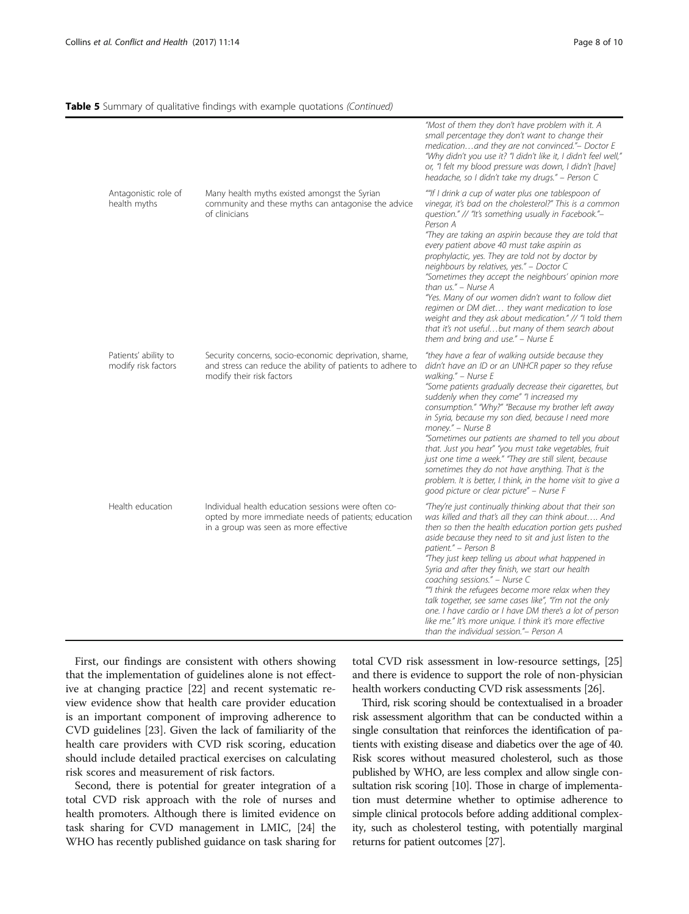**Table 5** Summary of qualitative findings with example quotations *(Continued)*

| | | |
|---|---|---|
| | | *"Most of them they don't have problem with it. A small percentage they don't want to change their medication…and they are not convinced."– Doctor E* *"Why didn't you use it? "I didn't like it, I didn't feel well," or, "I felt my blood pressure was down, I didn't [have] headache, so I didn't take my drugs." – Person C* |
| Antagonistic role of health myths | Many health myths existed amongst the Syrian community and these myths can antagonise the advice of clinicians | *""If I drink a cup of water plus one tablespoon of vinegar, it's bad on the cholesterol?" This is a common question." // "It's something usually in Facebook."– Person A* *"They are taking an aspirin because they are told that every patient above 40 must take aspirin as prophylactic, yes. They are told not by doctor by neighbours by relatives, yes." – Doctor C* *"Sometimes they accept the neighbours' opinion more than us." – Nurse A* *"Yes. Many of our women didn't want to follow diet regimen or DM diet… they want medication to lose weight and they ask about medication." // "I told them that it's not useful…but many of them search about them and bring and use." – Nurse E* |
| Patients' ability to modify risk factors | Security concerns, socio-economic deprivation, shame, and stress can reduce the ability of patients to adhere to modify their risk factors | *"they have a fear of walking outside because they didn't have an ID or an UNHCR paper so they refuse walking." – Nurse E* *"Some patients gradually decrease their cigarettes, but suddenly when they come" "I increased my consumption." "Why?" "Because my brother left away in Syria, because my son died, because I need more money." – Nurse B* *"Sometimes our patients are shamed to tell you about that. Just you hear" "you must take vegetables, fruit just one time a week." "They are still silent, because sometimes they do not have anything. That is the problem. It is better, I think, in the home visit to give a good picture or clear picture" – Nurse F* |
| Health education | Individual health education sessions were often co-opted by more immediate needs of patients; education in a group was seen as more effective | *"They're just continually thinking about that their son was killed and that's all they can think about…. And then so then the health education portion gets pushed aside because they need to sit and just listen to the patient." – Person B* *"They just keep telling us about what happened in Syria and after they finish, we start our health coaching sessions." – Nurse C* *""I think the refugees become more relax when they talk together, see same cases like", "I'm not the only one. I have cardio or I have DM there's a lot of person like me." It's more unique. I think it's more effective than the individual session."– Person A* |

First, our findings are consistent with others showing that the implementation of guidelines alone is not effective at changing practice [22] and recent systematic review evidence show that health care provider education is an important component of improving adherence to CVD guidelines [23]. Given the lack of familiarity of the health care providers with CVD risk scoring, education should include detailed practical exercises on calculating risk scores and measurement of risk factors.

Second, there is potential for greater integration of a total CVD risk approach with the role of nurses and health promoters. Although there is limited evidence on task sharing for CVD management in LMIC, [24] the WHO has recently published guidance on task sharing for total CVD risk assessment in low-resource settings, [25] and there is evidence to support the role of non-physician health workers conducting CVD risk assessments [26].

Third, risk scoring should be contextualised in a broader risk assessment algorithm that can be conducted within a single consultation that reinforces the identification of patients with existing disease and diabetics over the age of 40. Risk scores without measured cholesterol, such as those published by WHO, are less complex and allow single consultation risk scoring [10]. Those in charge of implementation must determine whether to optimise adherence to simple clinical protocols before adding additional complexity, such as cholesterol testing, with potentially marginal returns for patient outcomes [27].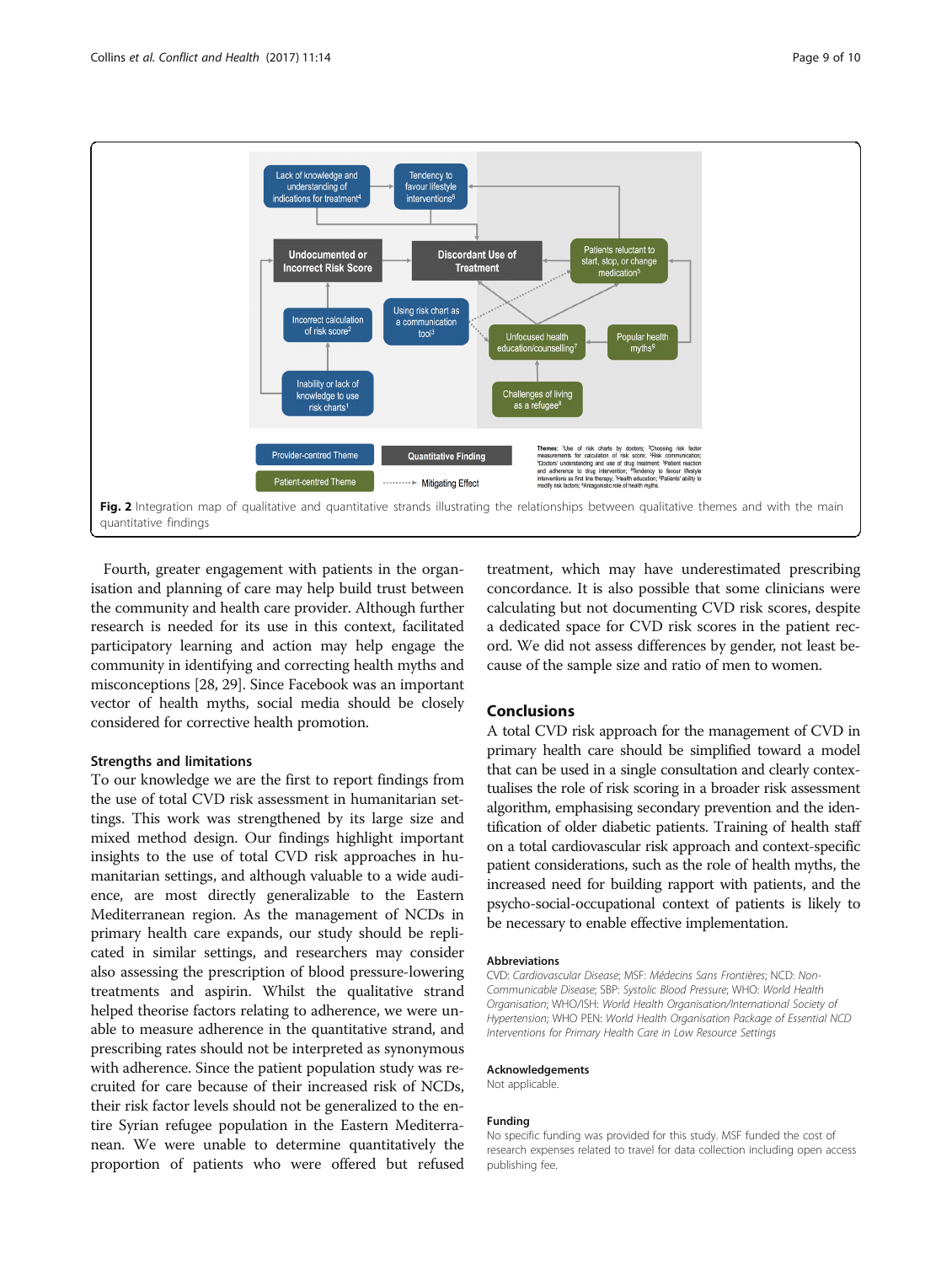Fig. 2 Integration map of qualitative and quantitative strands illustrating the relationships between qualitative themes and with the main quantitative findings

Fourth, greater engagement with patients in the organisation and planning of care may help build trust between the community and health care provider. Although further research is needed for its use in this context, facilitated participatory learning and action may help engage the community in identifying and correcting health myths and misconceptions [28, 29]. Since Facebook was an important vector of health myths, social media should be closely considered for corrective health promotion.

### Strengths and limitations

To our knowledge we are the first to report findings from the use of total CVD risk assessment in humanitarian settings. This work was strengthened by its large size and mixed method design. Our findings highlight important insights to the use of total CVD risk approaches in humanitarian settings, and although valuable to a wide audience, are most directly generalizable to the Eastern Mediterranean region. As the management of NCDs in primary health care expands, our study should be replicated in similar settings, and researchers may consider also assessing the prescription of blood pressure-lowering treatments and aspirin. Whilst the qualitative strand helped theorise factors relating to adherence, we were unable to measure adherence in the quantitative strand, and prescribing rates should not be interpreted as synonymous with adherence. Since the patient population study was recruited for care because of their increased risk of NCDs, their risk factor levels should not be generalized to the entire Syrian refugee population in the Eastern Mediterranean. We were unable to determine quantitatively the proportion of patients who were offered but refused treatment, which may have underestimated prescribing concordance. It is also possible that some clinicians were calculating but not documenting CVD risk scores, despite a dedicated space for CVD risk scores in the patient record. We did not assess differences by gender, not least because of the sample size and ratio of men to women.

## Conclusions

A total CVD risk approach for the management of CVD in primary health care should be simplified toward a model that can be used in a single consultation and clearly contextualises the role of risk scoring in a broader risk assessment algorithm, emphasising secondary prevention and the identification of older diabetic patients. Training of health staff on a total cardiovascular risk approach and context-specific patient considerations, such as the role of health myths, the increased need for building rapport with patients, and the psycho-social-occupational context of patients is likely to be necessary to enable effective implementation.

### Abbreviations

CVD: *Cardiovascular Disease*; MSF: *Médecins Sans Frontières*; NCD: *Non-Communicable Disease*; SBP: *Systolic Blood Pressure*; WHO: *World Health Organisation*; WHO/ISH: *World Health Organisation/International Society of Hypertension*; WHO PEN: *World Health Organisation Package of Essential NCD Interventions for Primary Health Care in Low Resource Settings*

### Acknowledgements

Not applicable.

### Funding

No specific funding was provided for this study. MSF funded the cost of research expenses related to travel for data collection including open access publishing fee.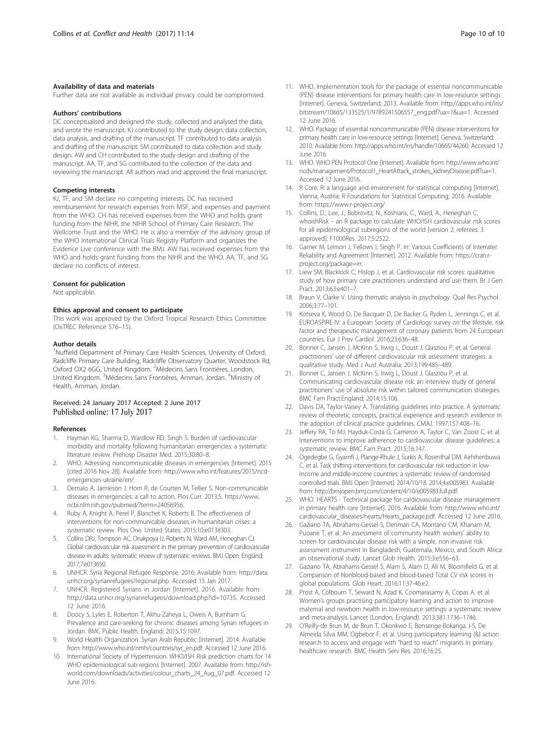### Availability of data and materials

Further data are not available as individual privacy could be compromised.

### Authors' contributions

DC conceptualised and designed the study, collected and analysed the data, and wrote the manuscript. KJ contributed to the study design, data collection, data analysis, and drafting of the manuscript. TF contributed to data analysis and drafting of the manuscript. SM contributed to data collection and study design. AW and CH contributed to the study design and drafting of the manuscript. AA, TF, and SG contributed to the collection of the data and reviewing the manuscript. All authors read and approved the final manuscript.

### Competing interests

KJ, TF, and SM declare no competing interests. DC has received reimbursement for research expenses from MSF, and expenses and payment from the WHO. CH has received expenses from the WHO and holds grant funding from the NIHR, the NIHR School of Primary Care Research, The Wellcome Trust and the WHO. He is also a member of the advisory group of the WHO International Clinical Trials Registry Platform and organizes the Evidence Live conference with the BMJ. AW has received expenses from the WHO and holds grant funding from the NIHR and the WHO. AA, TF, and SG declare no conflicts of interest.

### Consent for publication

Not applicable.

### Ethics approval and consent to participate

This work was approved by the Oxford Tropical Research Ethics Committee (OxTREC Reference 576–15).

### Author details

[1]Nuffield Department of Primary Care Health Sciences, University of Oxford, Radcliffe Primary Care Building, Radcliffe Observatory Quarter, Woodstock Rd, Oxford OX2 6GG, United Kingdom. [2]Médecins Sans Frontières, London, United Kingdom. [3]Médecins Sans Frontières, Amman, Jordan. [4]Ministry of Health, Amman, Jordan.

Received: 24 January 2017 Accepted: 2 June 2017
Published online: 17 July 2017

### References

1. Hayman KG, Sharma D, Wardlow RD, Singh S. Burden of cardiovascular morbidity and mortality following humanitarian emergencies: a systematic literature review. Prehosp Disaster Med. 2015;30:80–8.
2. WHO. Adressing noncommunicable diseases in emergencies [Internet]. 2015 [cited 2016 Nov 28]. Available from: http://www.who.int/features/2015/ncd-emergencies-ukraine/en/.
3. Demaio A, Jamieson J, Horn R, de Courten M, Tellier S. Non-communicable diseases in emergencies: a call to action. Plos Curr. 2013;5. https://www.ncbi.nlm.nih.gov/pubmed/?term=24056956.
4. Ruby A, Knight A, Perel P, Blanchet K, Roberts B. The effectiveness of interventions for non-communicable diseases in humanitarian crises: a systematic review. Plos One. United States; 2015;10:e0138303.
5. Collins DRJ, Tompson AC, Onakpoya IJ, Roberts N, Ward AM, Heneghan CJ. Global cardiovascular risk assessment in the primary prevention of cardiovascular disease in adults: systematic review of systematic reviews. BMJ Open. England; 2017;7:e013650.
6. UNHCR. Syria Regional Refugee Response. 2016; Available from: http://data.unhcr.org/syrianrefugees/regional.php. Accessed 15 Jan 2017.
7. UNHCR. Registered Syrians in Jordan [Internet]. 2016. Available from: http://data.unhcr.org/syrianrefugees/download.php?id=10735. Accessed 12 June 2016.
8. Doocy S, Lyles E, Roberton T, Akhu-Zaheya L, Oweis A, Burnham G. Prevalence and care-seeking for chronic diseases among Syrian refugees in Jordan. BMC Public Health. England; 2015;15:1097.
9. World Health Organization. Syrian Arab Republic [Internet]. 2014. Available from: http://www.who.int/nmh/countries/syr_en.pdf. Accessed 12 June 2016.
10. International Society of Hypertension. WHO/ISH Risk prediction charts for 14 WHO epidemiological sub-regions [Internet]. 2007. Available from: http://ish-world.com/downloads/activities/colour_charts_24_Aug_07.pdf. Accessed 12 June 2016.
11. WHO. Implementation tools for the package of essential noncommunicable (PEN) disease interventions for primary health care in low-resource settings [Internet]. Geneva, Switzerland; 2013. Available from: http://apps.who.int/iris/bitstream/10665/133525/1/9789241506557_eng.pdf?ua=1&ua=1. Accessed 12 June 2016.
12. WHO. Package of essential noncommunicable (PEN) disease interventions for primary health care in low-resource settings [Internet]. Geneva, Switzerland; 2010. Available from: http://apps.who.int/iris/handle/10665/44260. Accessed 12 June 2016.
13. WHO. WHO PEN Protocol One [Internet]. Available from: http://www.who.int/ncds/management/Protocol1_HeartAttack_strokes_kidneyDisease.pdf?ua=1. Accessed 12 June 2016.
14. R Core. R: a language and environment for statistical computing [Internet]. Vienna, Austria: R Foundations for Statistical Computing; 2016. Available from: https://www.r-project.org/
15. Collins, D., Lee, J., Bobrovitz, N., Koshiaris, C., Ward, A., Heneghan C. whoishRisk – an R package to calculate WHO/ISH cardiovascular risk scores for all epidemiological subregions of the world [version 2; referees: 3 approved]. F1000Res. 2017;5:2522.
16. Gamer M, Lemon J, Fellows I, Singh P. irr: Various Coefficients of Interrater Reliability and Agreement [Internet]. 2012. Available from: https://cran.r-project.org/package=irr.
17. Liew SM, Blacklock C, Hislop J, et al. Cardiovascular risk scores: qualitative study of how primary care practitioners understand and use them. Br J Gen Pract. 2013;63:e401–7.
18. Braun V, Clarke V. Using thematic analysis in psychology. Qual Res Psychol. 2006;3:77–101.
19. Kotseva K, Wood D, De Bacquer D, De Backer G, Ryden L, Jennings C, et al. EUROASPIRE IV: a European Society of Cardiology survey on the lifestyle, risk factor and therapeutic management of coronary patients from 24 European countries. Eur J Prev Cardiol. 2016;23:636–48.
20. Bonner C, Jansen J, McKinn S, Irwig L, Doust J, Glasziou P, et al. General practitioners' use of different cardiovascular risk assessment strategies: a qualitative study. Med J Aust Australia; 2013;199:485–489.
21. Bonner C, Jansen J, McKinn S, Irwig L, Doust J, Glasziou P, et al. Communicating cardiovascular disease risk: an interview study of general practitioners' use of absolute risk within tailored communication strategies. BMC Fam Pract.England; 2014;15:106.
22. Davis DA, Taylor-Vaisey A. Translating guidelines into practice. A systematic review of theoretic concepts, practical experience and research evidence in the adoption of clinical practice guidelines. CMAJ. 1997;157:408–16.
23. Jeffery RA, To MJ, Hayduk-Costa G, Cameron A, Taylor C, Van Zoost C, et al. Interventions to improve adherence to cardiovascular disease guidelines: a systematic review. BMC Fam Pract. 2015;16:147.
24. Ogedegbe G, Gyamfi J, Plange-Rhule J, Surkis A, Rosenthal DM, Airhihenbuwa C, et al. Task shifting interventions for cardiovascular risk reduction in low-income and middle-income countries: a systematic review of randomised controlled trials. BMJ Open [Internet]. 2014/10/18. 2014;4:e005983. Available from: http://bmjopen.bmj.com/content/4/10/e005983.full.pdf.
25. WHO. HEARTS - Technical package for cardiovascular disease management in primary health care [Internet]. 2016. Available from: http://www.who.int/cardiovascular_diseases/hearts/Hearts_package.pdf. Accessed 12 June 2016.
26. Gaziano TA, Abrahams-Gessel S, Denman CA, Montano CM, Khanam M, Puoane T, et al. An assessment of community health workers' ability to screen for cardiovascular disease risk with a simple, non-invasive risk assessment instrument in Bangladesh, Guatemala, Mexico, and South Africa: an observational study. Lancet Glob Health. 2015;3:e556–63.
27. Gaziano TA, Abrahams-Gessel S, Alam S, Alam D, Ali M, Bloomfield G, et al. Comparison of Nonblood-based and blood-based Total CV risk scores in global populations. Glob Heart. 2016;11:37-46.e2.
28. Prost A, Colbourn T, Seward N, Azad K, Coomarasamy A, Copas A, et al. Women's groups practising participatory learning and action to improve maternal and newborn health in low-resource settings: a systematic review and meta-analysis. Lancet (London, England). 2013;381:1736–1746.
29. O'Reilly-de Brun M, de Brun T, Okonkwo E, Bonsenge-Bokanga J-S, De Almeida Silva MM, Ogbebor F, et al. Using participatory learning {&} action research to access and engage with "hard to reach" migrants in primary healthcare research. BMC Health Serv Res. 2016;16:25.